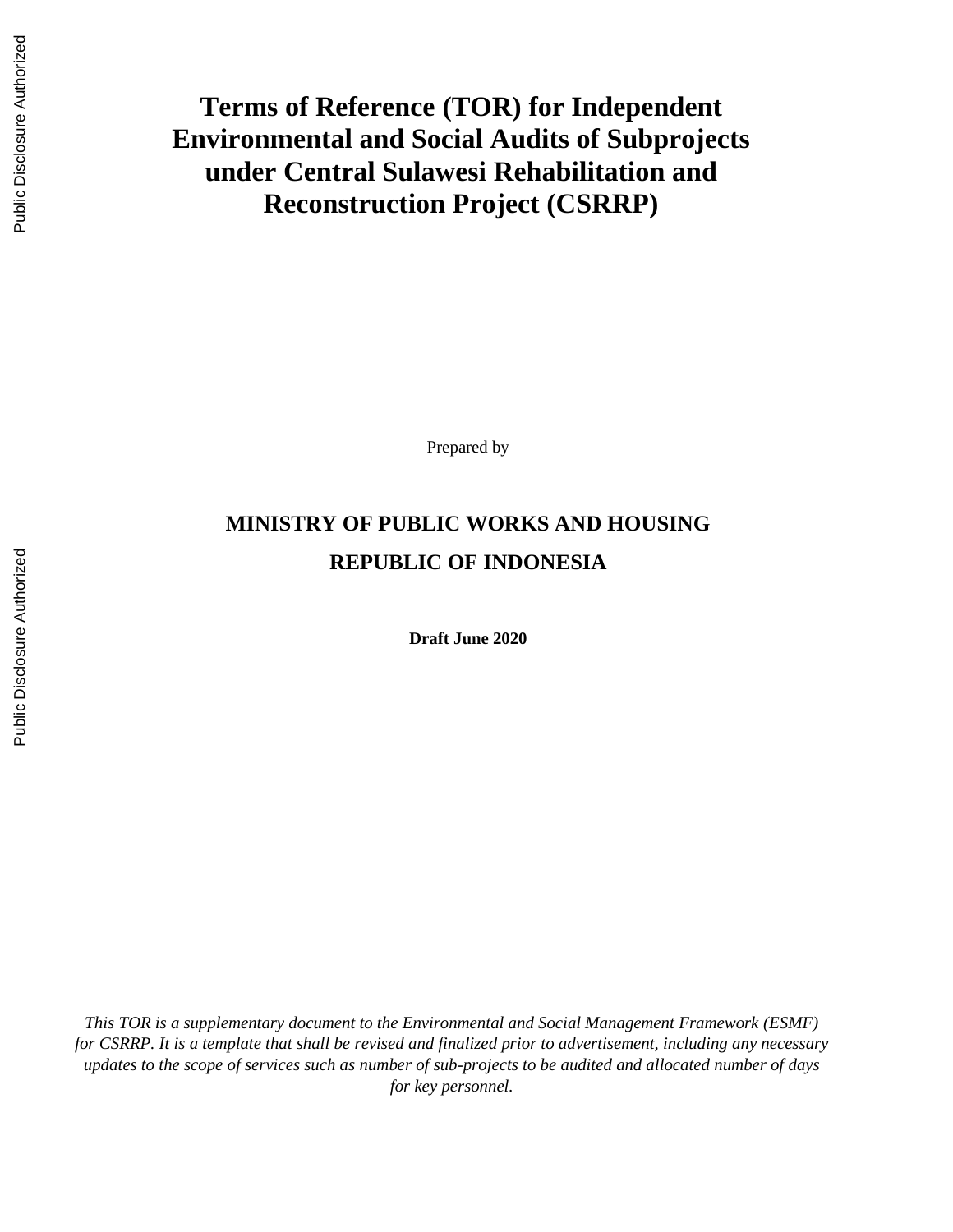# Terms of Reference (TOR) for Independent Environmental and Social Audits of Subprojects under Central Sulawesi Rehabilitation and Reconstruction Project (CSRRP)

Prepared by

**MINISTRY OF PUBLIC WORKS AND HOUSING**

**REPUBLIC OF INDONESIA**

**Draft June 2020**

*This TOR is a supplementary document to the Environmental and Social Management Framework (ESMF) for CSRRP. It is a template that shall be revised and finalized prior to advertisement, including any necessary updates to the scope of services such as number of sub-projects to be audited and allocated number of days for key personnel.*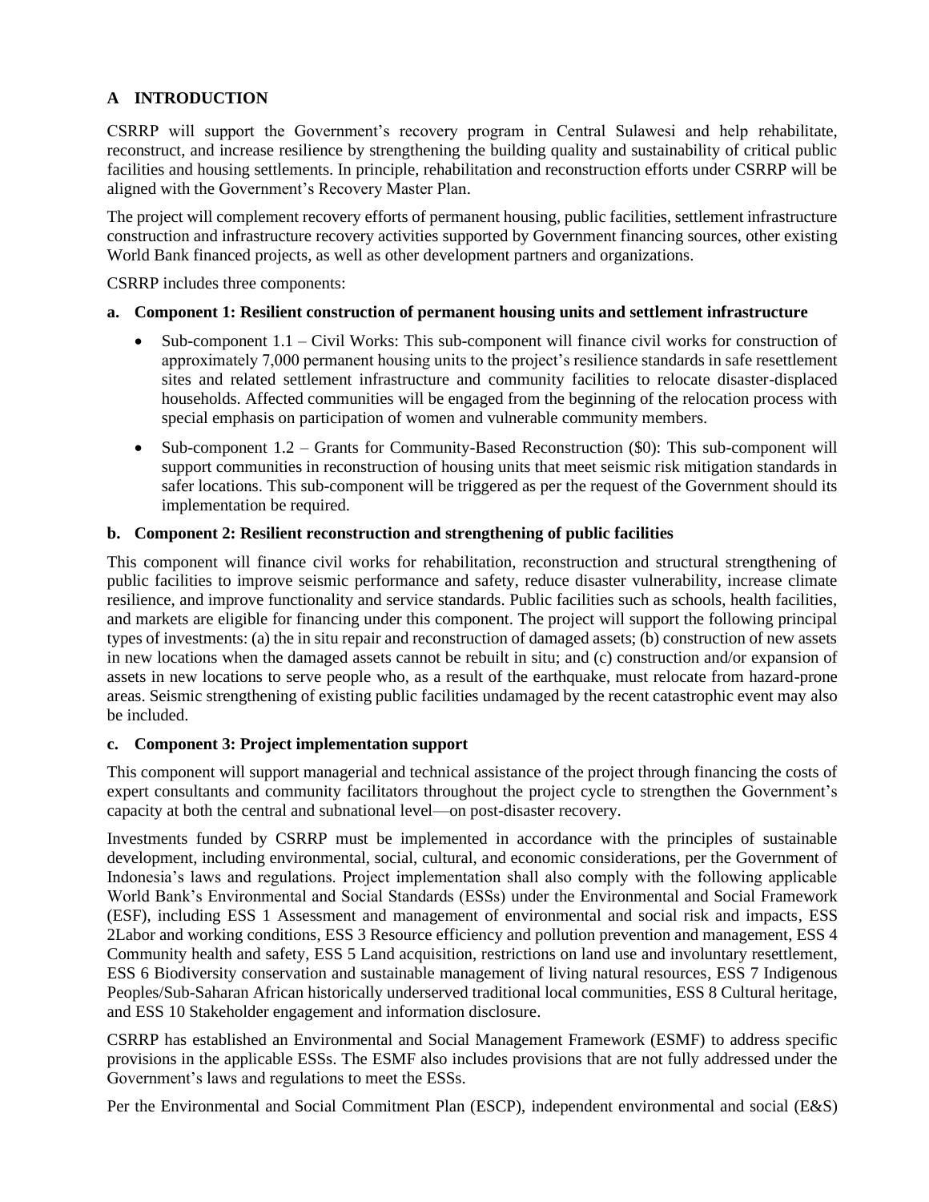## A INTRODUCTION

CSRRP will support the Government's recovery program in Central Sulawesi and help rehabilitate, reconstruct, and increase resilience by strengthening the building quality and sustainability of critical public facilities and housing settlements. In principle, rehabilitation and reconstruction efforts under CSRRP will be aligned with the Government's Recovery Master Plan.

The project will complement recovery efforts of permanent housing, public facilities, settlement infrastructure construction and infrastructure recovery activities supported by Government financing sources, other existing World Bank financed projects, as well as other development partners and organizations.

CSRRP includes three components:

### a. Component 1: Resilient construction of permanent housing units and settlement infrastructure

- Sub-component 1.1 – Civil Works: This sub-component will finance civil works for construction of approximately 7,000 permanent housing units to the project's resilience standards in safe resettlement sites and related settlement infrastructure and community facilities to relocate disaster-displaced households. Affected communities will be engaged from the beginning of the relocation process with special emphasis on participation of women and vulnerable community members.
- Sub-component 1.2 – Grants for Community-Based Reconstruction ($0): This sub-component will support communities in reconstruction of housing units that meet seismic risk mitigation standards in safer locations. This sub-component will be triggered as per the request of the Government should its implementation be required.

### b. Component 2: Resilient reconstruction and strengthening of public facilities

This component will finance civil works for rehabilitation, reconstruction and structural strengthening of public facilities to improve seismic performance and safety, reduce disaster vulnerability, increase climate resilience, and improve functionality and service standards. Public facilities such as schools, health facilities, and markets are eligible for financing under this component. The project will support the following principal types of investments: (a) the in situ repair and reconstruction of damaged assets; (b) construction of new assets in new locations when the damaged assets cannot be rebuilt in situ; and (c) construction and/or expansion of assets in new locations to serve people who, as a result of the earthquake, must relocate from hazard-prone areas. Seismic strengthening of existing public facilities undamaged by the recent catastrophic event may also be included.

### c. Component 3: Project implementation support

This component will support managerial and technical assistance of the project through financing the costs of expert consultants and community facilitators throughout the project cycle to strengthen the Government's capacity at both the central and subnational level—on post-disaster recovery.

Investments funded by CSRRP must be implemented in accordance with the principles of sustainable development, including environmental, social, cultural, and economic considerations, per the Government of Indonesia's laws and regulations. Project implementation shall also comply with the following applicable World Bank's Environmental and Social Standards (ESSs) under the Environmental and Social Framework (ESF), including ESS 1 Assessment and management of environmental and social risk and impacts, ESS 2Labor and working conditions, ESS 3 Resource efficiency and pollution prevention and management, ESS 4 Community health and safety, ESS 5 Land acquisition, restrictions on land use and involuntary resettlement, ESS 6 Biodiversity conservation and sustainable management of living natural resources, ESS 7 Indigenous Peoples/Sub-Saharan African historically underserved traditional local communities, ESS 8 Cultural heritage, and ESS 10 Stakeholder engagement and information disclosure.

CSRRP has established an Environmental and Social Management Framework (ESMF) to address specific provisions in the applicable ESSs. The ESMF also includes provisions that are not fully addressed under the Government's laws and regulations to meet the ESSs.

Per the Environmental and Social Commitment Plan (ESCP), independent environmental and social (E&S)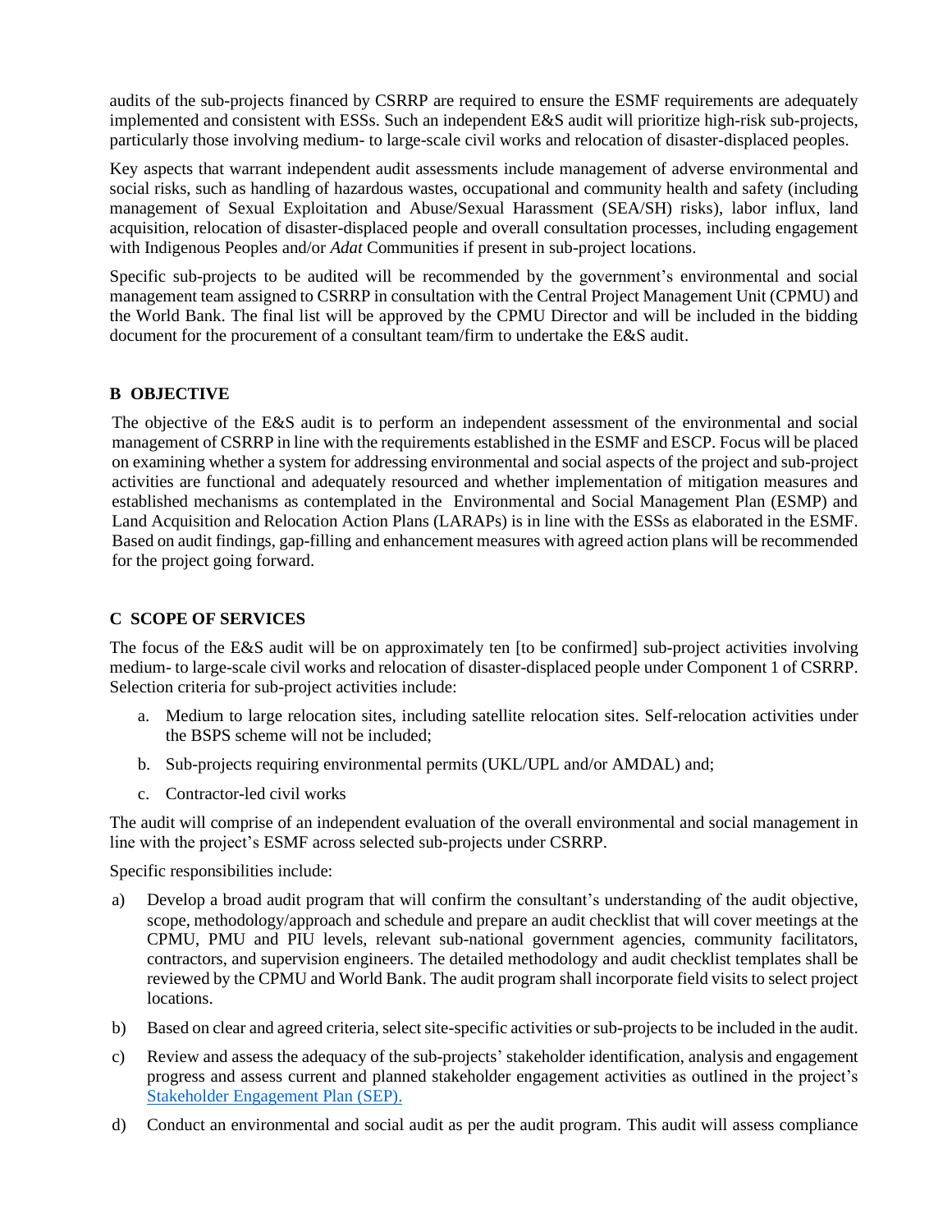audits of the sub-projects financed by CSRRP are required to ensure the ESMF requirements are adequately implemented and consistent with ESSs. Such an independent E&S audit will prioritize high-risk sub-projects, particularly those involving medium- to large-scale civil works and relocation of disaster-displaced peoples.

Key aspects that warrant independent audit assessments include management of adverse environmental and social risks, such as handling of hazardous wastes, occupational and community health and safety (including management of Sexual Exploitation and Abuse/Sexual Harassment (SEA/SH) risks), labor influx, land acquisition, relocation of disaster-displaced people and overall consultation processes, including engagement with Indigenous Peoples and/or *Adat* Communities if present in sub-project locations.

Specific sub-projects to be audited will be recommended by the government's environmental and social management team assigned to CSRRP in consultation with the Central Project Management Unit (CPMU) and the World Bank. The final list will be approved by the CPMU Director and will be included in the bidding document for the procurement of a consultant team/firm to undertake the E&S audit.

## B OBJECTIVE

The objective of the E&S audit is to perform an independent assessment of the environmental and social management of CSRRP in line with the requirements established in the ESMF and ESCP. Focus will be placed on examining whether a system for addressing environmental and social aspects of the project and sub-project activities are functional and adequately resourced and whether implementation of mitigation measures and established mechanisms as contemplated in the Environmental and Social Management Plan (ESMP) and Land Acquisition and Relocation Action Plans (LARAPs) is in line with the ESSs as elaborated in the ESMF. Based on audit findings, gap-filling and enhancement measures with agreed action plans will be recommended for the project going forward.

## C SCOPE OF SERVICES

The focus of the E&S audit will be on approximately ten [to be confirmed] sub-project activities involving medium- to large-scale civil works and relocation of disaster-displaced people under Component 1 of CSRRP. Selection criteria for sub-project activities include:

a. Medium to large relocation sites, including satellite relocation sites. Self-relocation activities under the BSPS scheme will not be included;

b. Sub-projects requiring environmental permits (UKL/UPL and/or AMDAL) and;

c. Contractor-led civil works

The audit will comprise of an independent evaluation of the overall environmental and social management in line with the project's ESMF across selected sub-projects under CSRRP.

Specific responsibilities include:

a) Develop a broad audit program that will confirm the consultant's understanding of the audit objective, scope, methodology/approach and schedule and prepare an audit checklist that will cover meetings at the CPMU, PMU and PIU levels, relevant sub-national government agencies, community facilitators, contractors, and supervision engineers. The detailed methodology and audit checklist templates shall be reviewed by the CPMU and World Bank. The audit program shall incorporate field visits to select project locations.

b) Based on clear and agreed criteria, select site-specific activities or sub-projects to be included in the audit.

c) Review and assess the adequacy of the sub-projects' stakeholder identification, analysis and engagement progress and assess current and planned stakeholder engagement activities as outlined in the project's Stakeholder Engagement Plan (SEP).

d) Conduct an environmental and social audit as per the audit program. This audit will assess compliance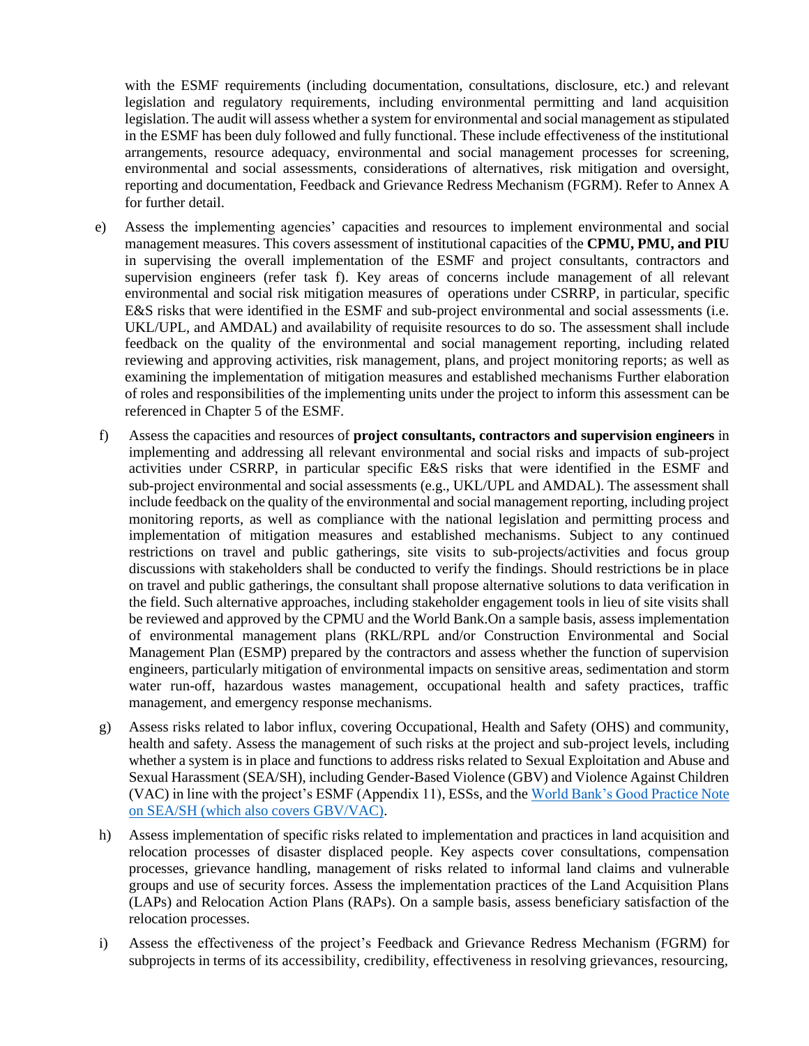with the ESMF requirements (including documentation, consultations, disclosure, etc.) and relevant legislation and regulatory requirements, including environmental permitting and land acquisition legislation. The audit will assess whether a system for environmental and social management as stipulated in the ESMF has been duly followed and fully functional. These include effectiveness of the institutional arrangements, resource adequacy, environmental and social management processes for screening, environmental and social assessments, considerations of alternatives, risk mitigation and oversight, reporting and documentation, Feedback and Grievance Redress Mechanism (FGRM). Refer to Annex A for further detail.

e) Assess the implementing agencies' capacities and resources to implement environmental and social management measures. This covers assessment of institutional capacities of the **CPMU, PMU, and PIU** in supervising the overall implementation of the ESMF and project consultants, contractors and supervision engineers (refer task f). Key areas of concerns include management of all relevant environmental and social risk mitigation measures of operations under CSRRP, in particular, specific E&S risks that were identified in the ESMF and sub-project environmental and social assessments (i.e. UKL/UPL, and AMDAL) and availability of requisite resources to do so. The assessment shall include feedback on the quality of the environmental and social management reporting, including related reviewing and approving activities, risk management, plans, and project monitoring reports; as well as examining the implementation of mitigation measures and established mechanisms Further elaboration of roles and responsibilities of the implementing units under the project to inform this assessment can be referenced in Chapter 5 of the ESMF.

f) Assess the capacities and resources of **project consultants, contractors and supervision engineers** in implementing and addressing all relevant environmental and social risks and impacts of sub-project activities under CSRRP, in particular specific E&S risks that were identified in the ESMF and sub-project environmental and social assessments (e.g., UKL/UPL and AMDAL). The assessment shall include feedback on the quality of the environmental and social management reporting, including project monitoring reports, as well as compliance with the national legislation and permitting process and implementation of mitigation measures and established mechanisms. Subject to any continued restrictions on travel and public gatherings, site visits to sub-projects/activities and focus group discussions with stakeholders shall be conducted to verify the findings. Should restrictions be in place on travel and public gatherings, the consultant shall propose alternative solutions to data verification in the field. Such alternative approaches, including stakeholder engagement tools in lieu of site visits shall be reviewed and approved by the CPMU and the World Bank.On a sample basis, assess implementation of environmental management plans (RKL/RPL and/or Construction Environmental and Social Management Plan (ESMP) prepared by the contractors and assess whether the function of supervision engineers, particularly mitigation of environmental impacts on sensitive areas, sedimentation and storm water run-off, hazardous wastes management, occupational health and safety practices, traffic management, and emergency response mechanisms.

g) Assess risks related to labor influx, covering Occupational, Health and Safety (OHS) and community, health and safety. Assess the management of such risks at the project and sub-project levels, including whether a system is in place and functions to address risks related to Sexual Exploitation and Abuse and Sexual Harassment (SEA/SH), including Gender-Based Violence (GBV) and Violence Against Children (VAC) in line with the project's ESMF (Appendix 11), ESSs, and the World Bank's Good Practice Note on SEA/SH (which also covers GBV/VAC).

h) Assess implementation of specific risks related to implementation and practices in land acquisition and relocation processes of disaster displaced people. Key aspects cover consultations, compensation processes, grievance handling, management of risks related to informal land claims and vulnerable groups and use of security forces. Assess the implementation practices of the Land Acquisition Plans (LAPs) and Relocation Action Plans (RAPs). On a sample basis, assess beneficiary satisfaction of the relocation processes.

i) Assess the effectiveness of the project's Feedback and Grievance Redress Mechanism (FGRM) for subprojects in terms of its accessibility, credibility, effectiveness in resolving grievances, resourcing,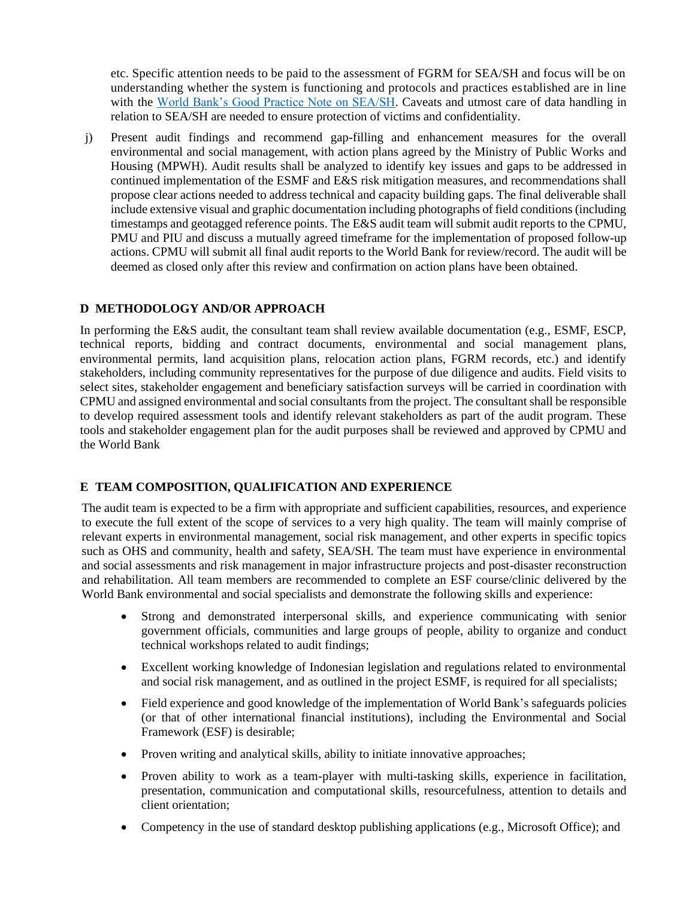etc. Specific attention needs to be paid to the assessment of FGRM for SEA/SH and focus will be on understanding whether the system is functioning and protocols and practices established are in line with the World Bank's Good Practice Note on SEA/SH. Caveats and utmost care of data handling in relation to SEA/SH are needed to ensure protection of victims and confidentiality.

j) Present audit findings and recommend gap-filling and enhancement measures for the overall environmental and social management, with action plans agreed by the Ministry of Public Works and Housing (MPWH). Audit results shall be analyzed to identify key issues and gaps to be addressed in continued implementation of the ESMF and E&S risk mitigation measures, and recommendations shall propose clear actions needed to address technical and capacity building gaps. The final deliverable shall include extensive visual and graphic documentation including photographs of field conditions (including timestamps and geotagged reference points. The E&S audit team will submit audit reports to the CPMU, PMU and PIU and discuss a mutually agreed timeframe for the implementation of proposed follow-up actions. CPMU will submit all final audit reports to the World Bank for review/record. The audit will be deemed as closed only after this review and confirmation on action plans have been obtained.

## D METHODOLOGY AND/OR APPROACH

In performing the E&S audit, the consultant team shall review available documentation (e.g., ESMF, ESCP, technical reports, bidding and contract documents, environmental and social management plans, environmental permits, land acquisition plans, relocation action plans, FGRM records, etc.) and identify stakeholders, including community representatives for the purpose of due diligence and audits. Field visits to select sites, stakeholder engagement and beneficiary satisfaction surveys will be carried in coordination with CPMU and assigned environmental and social consultants from the project. The consultant shall be responsible to develop required assessment tools and identify relevant stakeholders as part of the audit program. These tools and stakeholder engagement plan for the audit purposes shall be reviewed and approved by CPMU and the World Bank

## E TEAM COMPOSITION, QUALIFICATION AND EXPERIENCE

The audit team is expected to be a firm with appropriate and sufficient capabilities, resources, and experience to execute the full extent of the scope of services to a very high quality. The team will mainly comprise of relevant experts in environmental management, social risk management, and other experts in specific topics such as OHS and community, health and safety, SEA/SH. The team must have experience in environmental and social assessments and risk management in major infrastructure projects and post-disaster reconstruction and rehabilitation. All team members are recommended to complete an ESF course/clinic delivered by the World Bank environmental and social specialists and demonstrate the following skills and experience:

- Strong and demonstrated interpersonal skills, and experience communicating with senior government officials, communities and large groups of people, ability to organize and conduct technical workshops related to audit findings;
- Excellent working knowledge of Indonesian legislation and regulations related to environmental and social risk management, and as outlined in the project ESMF, is required for all specialists;
- Field experience and good knowledge of the implementation of World Bank's safeguards policies (or that of other international financial institutions), including the Environmental and Social Framework (ESF) is desirable;
- Proven writing and analytical skills, ability to initiate innovative approaches;
- Proven ability to work as a team-player with multi-tasking skills, experience in facilitation, presentation, communication and computational skills, resourcefulness, attention to details and client orientation;
- Competency in the use of standard desktop publishing applications (e.g., Microsoft Office); and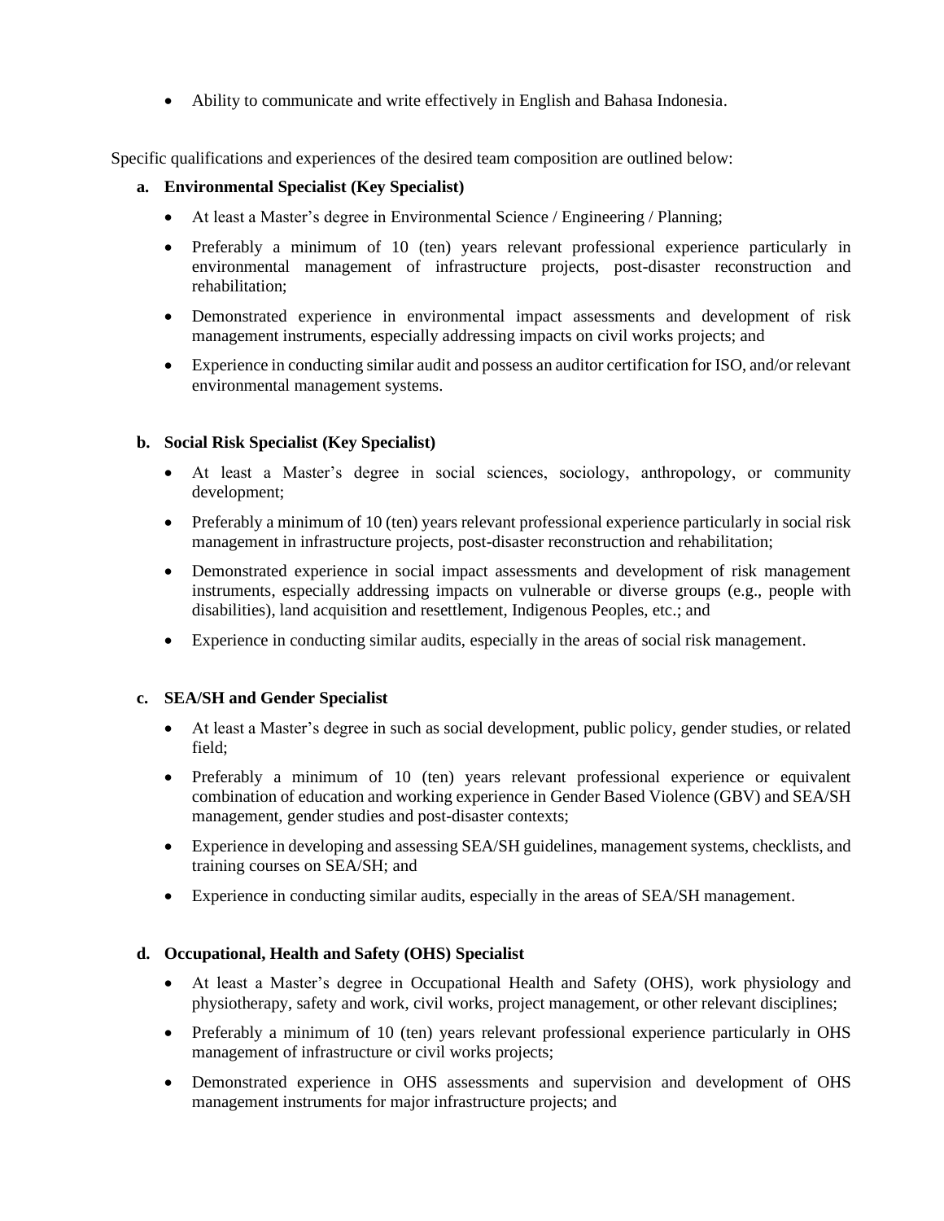- Ability to communicate and write effectively in English and Bahasa Indonesia.

Specific qualifications and experiences of the desired team composition are outlined below:

**a. Environmental Specialist (Key Specialist)**

- At least a Master's degree in Environmental Science / Engineering / Planning;
- Preferably a minimum of 10 (ten) years relevant professional experience particularly in environmental management of infrastructure projects, post-disaster reconstruction and rehabilitation;
- Demonstrated experience in environmental impact assessments and development of risk management instruments, especially addressing impacts on civil works projects; and
- Experience in conducting similar audit and possess an auditor certification for ISO, and/or relevant environmental management systems.

**b. Social Risk Specialist (Key Specialist)**

- At least a Master's degree in social sciences, sociology, anthropology, or community development;
- Preferably a minimum of 10 (ten) years relevant professional experience particularly in social risk management in infrastructure projects, post-disaster reconstruction and rehabilitation;
- Demonstrated experience in social impact assessments and development of risk management instruments, especially addressing impacts on vulnerable or diverse groups (e.g., people with disabilities), land acquisition and resettlement, Indigenous Peoples, etc.; and
- Experience in conducting similar audits, especially in the areas of social risk management.

**c. SEA/SH and Gender Specialist**

- At least a Master's degree in such as social development, public policy, gender studies, or related field;
- Preferably a minimum of 10 (ten) years relevant professional experience or equivalent combination of education and working experience in Gender Based Violence (GBV) and SEA/SH management, gender studies and post-disaster contexts;
- Experience in developing and assessing SEA/SH guidelines, management systems, checklists, and training courses on SEA/SH; and
- Experience in conducting similar audits, especially in the areas of SEA/SH management.

**d. Occupational, Health and Safety (OHS) Specialist**

- At least a Master's degree in Occupational Health and Safety (OHS), work physiology and physiotherapy, safety and work, civil works, project management, or other relevant disciplines;
- Preferably a minimum of 10 (ten) years relevant professional experience particularly in OHS management of infrastructure or civil works projects;
- Demonstrated experience in OHS assessments and supervision and development of OHS management instruments for major infrastructure projects; and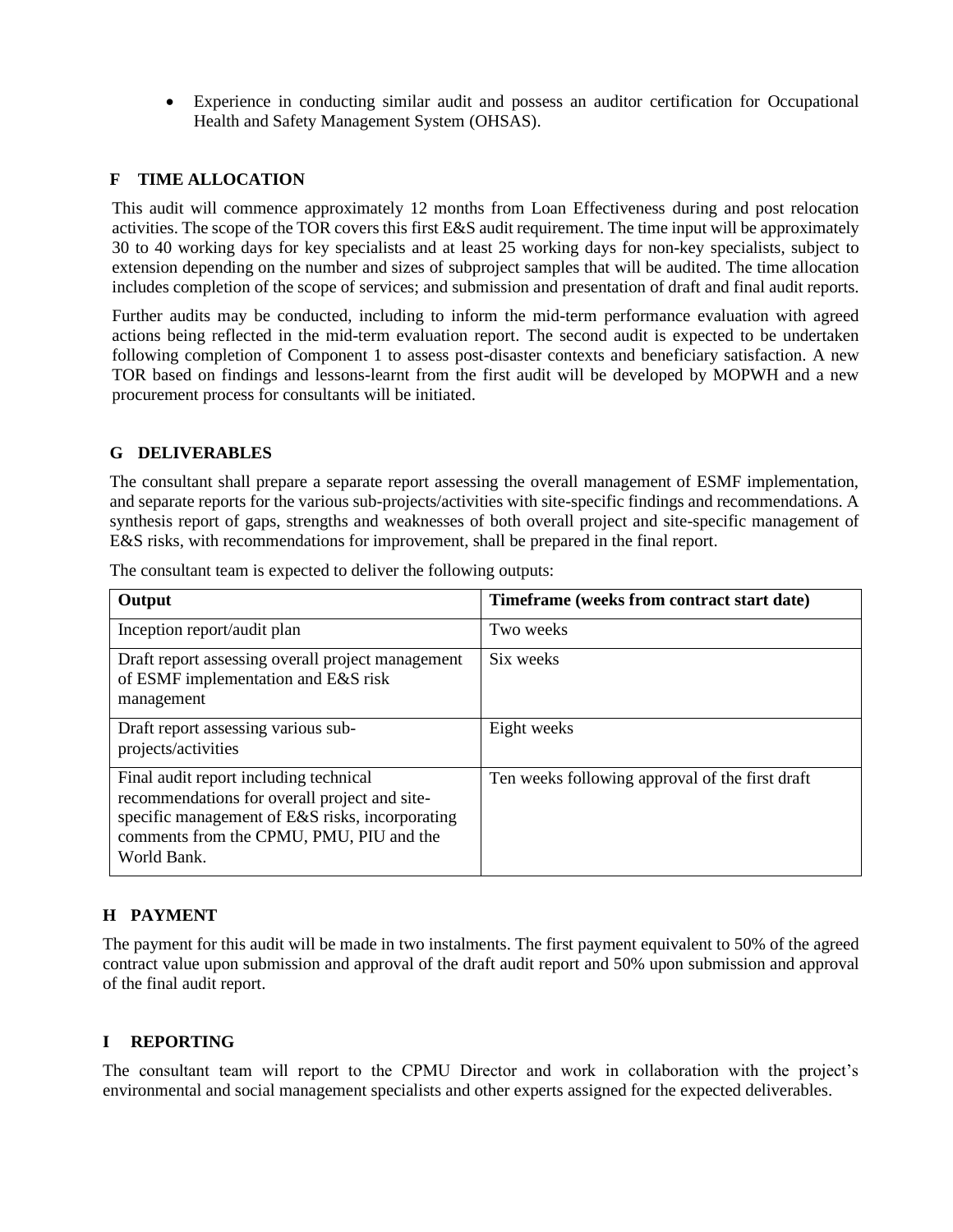- Experience in conducting similar audit and possess an auditor certification for Occupational Health and Safety Management System (OHSAS).

## F TIME ALLOCATION

This audit will commence approximately 12 months from Loan Effectiveness during and post relocation activities. The scope of the TOR covers this first E&S audit requirement. The time input will be approximately 30 to 40 working days for key specialists and at least 25 working days for non-key specialists, subject to extension depending on the number and sizes of subproject samples that will be audited. The time allocation includes completion of the scope of services; and submission and presentation of draft and final audit reports.

Further audits may be conducted, including to inform the mid-term performance evaluation with agreed actions being reflected in the mid-term evaluation report. The second audit is expected to be undertaken following completion of Component 1 to assess post-disaster contexts and beneficiary satisfaction. A new TOR based on findings and lessons-learnt from the first audit will be developed by MOPWH and a new procurement process for consultants will be initiated.

## G DELIVERABLES

The consultant shall prepare a separate report assessing the overall management of ESMF implementation, and separate reports for the various sub-projects/activities with site-specific findings and recommendations. A synthesis report of gaps, strengths and weaknesses of both overall project and site-specific management of E&S risks, with recommendations for improvement, shall be prepared in the final report.

The consultant team is expected to deliver the following outputs:

| Output | Timeframe (weeks from contract start date) |
|---|---|
| Inception report/audit plan | Two weeks |
| Draft report assessing overall project management of ESMF implementation and E&S risk management | Six weeks |
| Draft report assessing various sub-projects/activities | Eight weeks |
| Final audit report including technical recommendations for overall project and site-specific management of E&S risks, incorporating comments from the CPMU, PMU, PIU and the World Bank. | Ten weeks following approval of the first draft |

## H PAYMENT

The payment for this audit will be made in two instalments. The first payment equivalent to 50% of the agreed contract value upon submission and approval of the draft audit report and 50% upon submission and approval of the final audit report.

## I REPORTING

The consultant team will report to the CPMU Director and work in collaboration with the project's environmental and social management specialists and other experts assigned for the expected deliverables.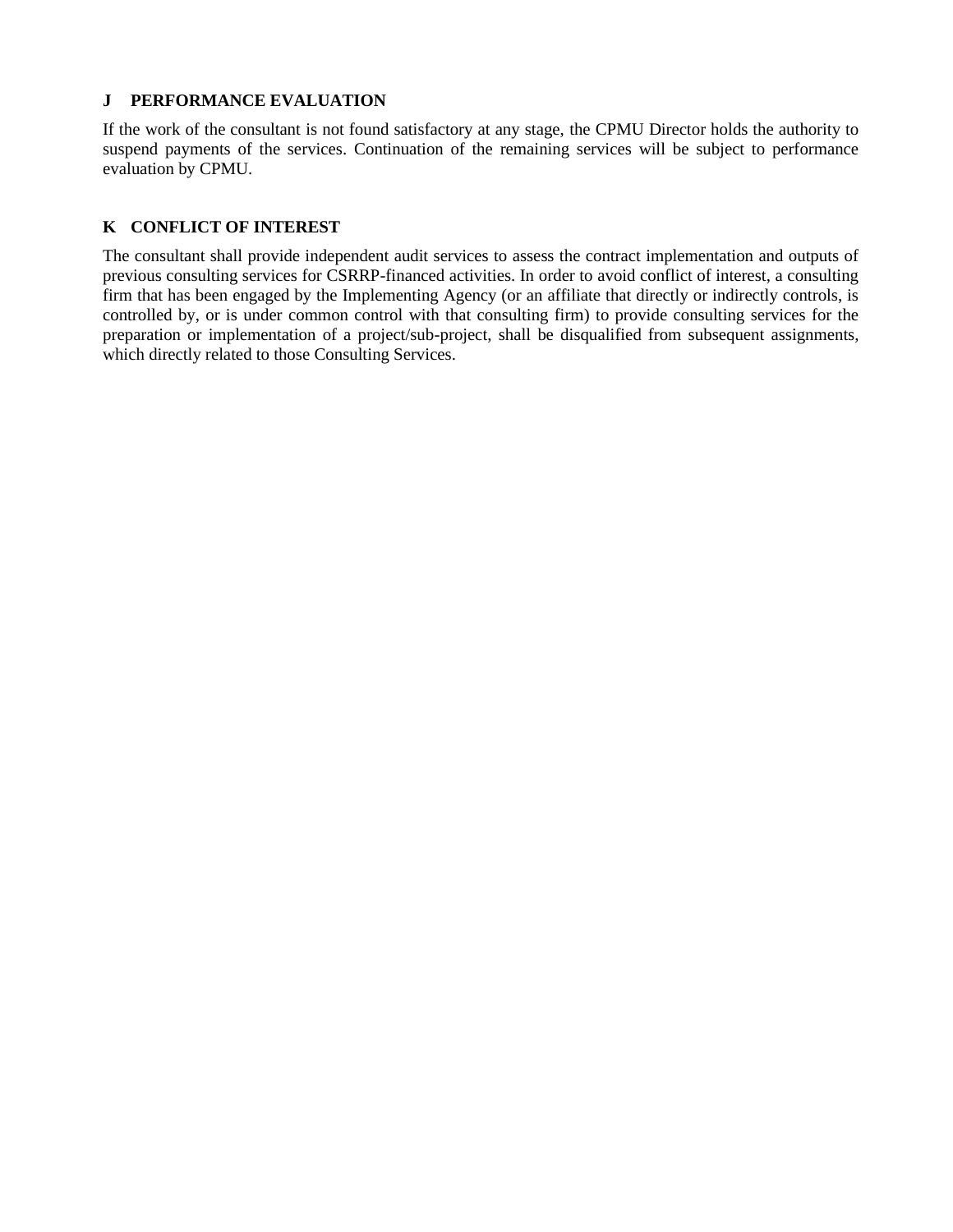## J PERFORMANCE EVALUATION

If the work of the consultant is not found satisfactory at any stage, the CPMU Director holds the authority to suspend payments of the services. Continuation of the remaining services will be subject to performance evaluation by CPMU.

## K CONFLICT OF INTEREST

The consultant shall provide independent audit services to assess the contract implementation and outputs of previous consulting services for CSRRP-financed activities. In order to avoid conflict of interest, a consulting firm that has been engaged by the Implementing Agency (or an affiliate that directly or indirectly controls, is controlled by, or is under common control with that consulting firm) to provide consulting services for the preparation or implementation of a project/sub-project, shall be disqualified from subsequent assignments, which directly related to those Consulting Services.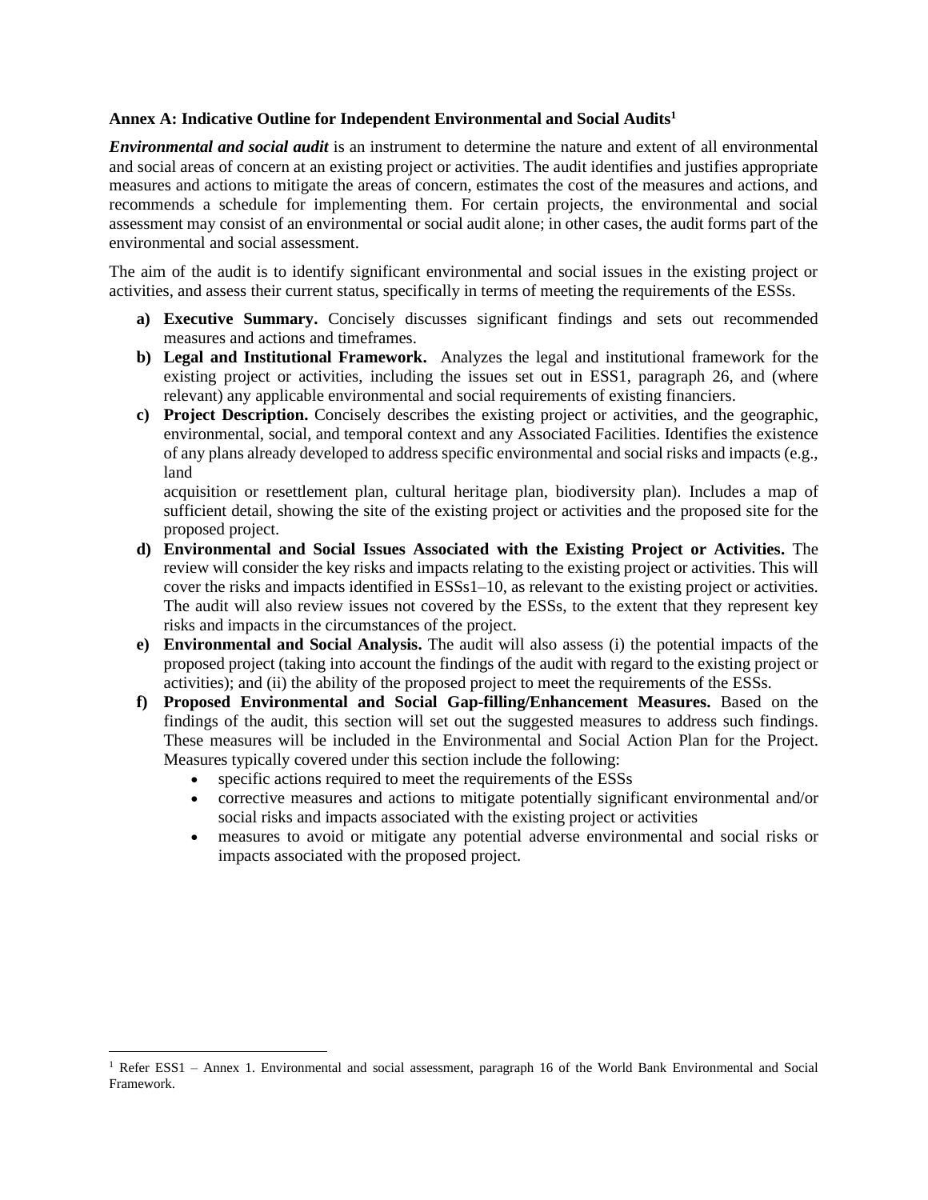**Annex A: Indicative Outline for Independent Environmental and Social Audits**[1]

***Environmental and social audit*** is an instrument to determine the nature and extent of all environmental and social areas of concern at an existing project or activities. The audit identifies and justifies appropriate measures and actions to mitigate the areas of concern, estimates the cost of the measures and actions, and recommends a schedule for implementing them. For certain projects, the environmental and social assessment may consist of an environmental or social audit alone; in other cases, the audit forms part of the environmental and social assessment.

The aim of the audit is to identify significant environmental and social issues in the existing project or activities, and assess their current status, specifically in terms of meeting the requirements of the ESSs.

a) **Executive Summary.** Concisely discusses significant findings and sets out recommended measures and actions and timeframes.
b) **Legal and Institutional Framework.** Analyzes the legal and institutional framework for the existing project or activities, including the issues set out in ESS1, paragraph 26, and (where relevant) any applicable environmental and social requirements of existing financiers.
c) **Project Description.** Concisely describes the existing project or activities, and the geographic, environmental, social, and temporal context and any Associated Facilities. Identifies the existence of any plans already developed to address specific environmental and social risks and impacts (e.g., land acquisition or resettlement plan, cultural heritage plan, biodiversity plan). Includes a map of sufficient detail, showing the site of the existing project or activities and the proposed site for the proposed project.
d) **Environmental and Social Issues Associated with the Existing Project or Activities.** The review will consider the key risks and impacts relating to the existing project or activities. This will cover the risks and impacts identified in ESSs1–10, as relevant to the existing project or activities. The audit will also review issues not covered by the ESSs, to the extent that they represent key risks and impacts in the circumstances of the project.
e) **Environmental and Social Analysis.** The audit will also assess (i) the potential impacts of the proposed project (taking into account the findings of the audit with regard to the existing project or activities); and (ii) the ability of the proposed project to meet the requirements of the ESSs.
f) **Proposed Environmental and Social Gap-filling/Enhancement Measures.** Based on the findings of the audit, this section will set out the suggested measures to address such findings. These measures will be included in the Environmental and Social Action Plan for the Project. Measures typically covered under this section include the following:
    - specific actions required to meet the requirements of the ESSs
    - corrective measures and actions to mitigate potentially significant environmental and/or social risks and impacts associated with the existing project or activities
    - measures to avoid or mitigate any potential adverse environmental and social risks or impacts associated with the proposed project.

[1] Refer ESS1 – Annex 1. Environmental and social assessment, paragraph 16 of the World Bank Environmental and Social Framework.